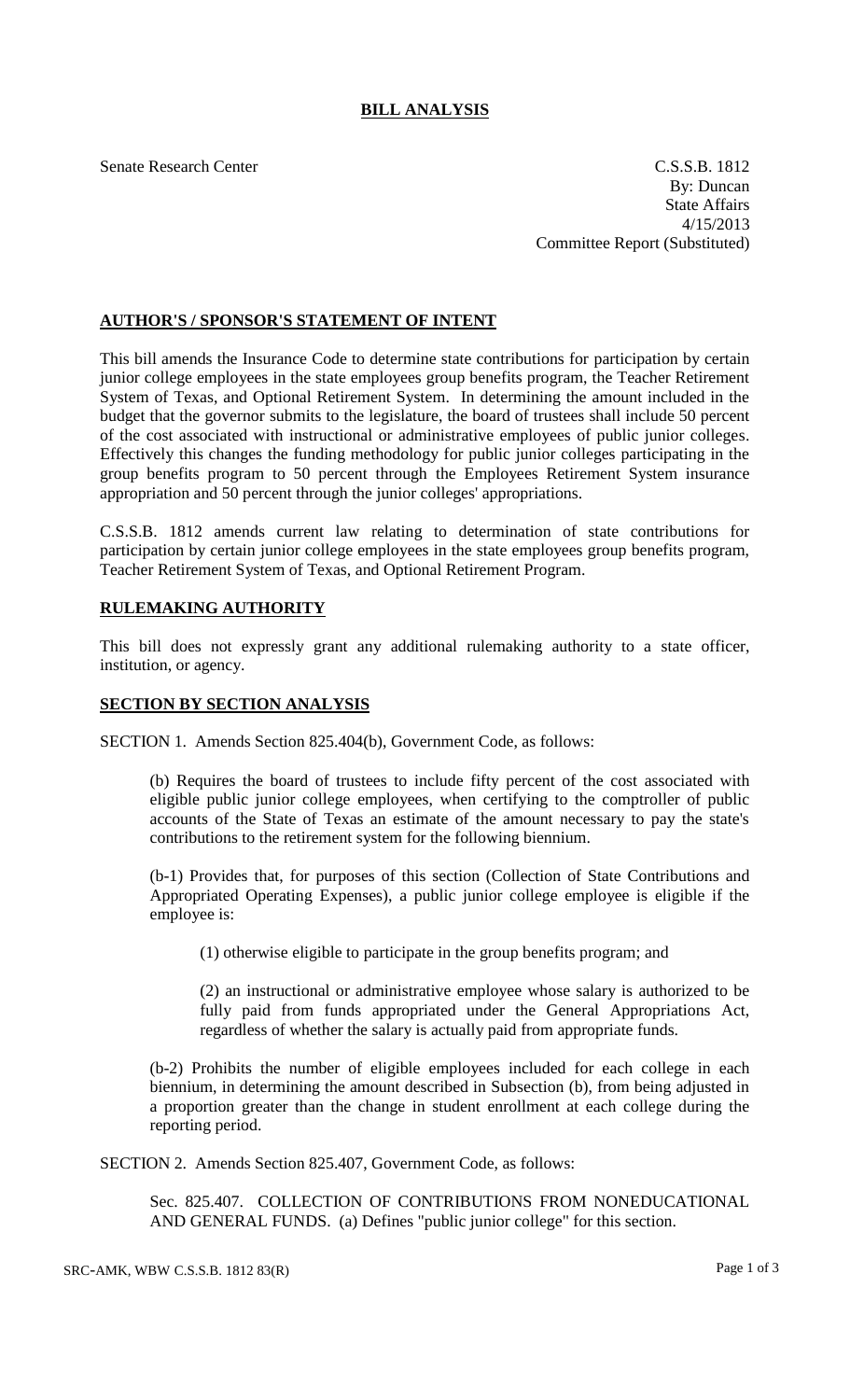# BILL ANALYSIS

Senate Research Center

C.S.S.B. 1812
By: Duncan
State Affairs
4/15/2013
Committee Report (Substituted)

## AUTHOR'S / SPONSOR'S STATEMENT OF INTENT

This bill amends the Insurance Code to determine state contributions for participation by certain junior college employees in the state employees group benefits program, the Teacher Retirement System of Texas, and Optional Retirement System. In determining the amount included in the budget that the governor submits to the legislature, the board of trustees shall include 50 percent of the cost associated with instructional or administrative employees of public junior colleges. Effectively this changes the funding methodology for public junior colleges participating in the group benefits program to 50 percent through the Employees Retirement System insurance appropriation and 50 percent through the junior colleges' appropriations.

C.S.S.B. 1812 amends current law relating to determination of state contributions for participation by certain junior college employees in the state employees group benefits program, Teacher Retirement System of Texas, and Optional Retirement Program.

## RULEMAKING AUTHORITY

This bill does not expressly grant any additional rulemaking authority to a state officer, institution, or agency.

## SECTION BY SECTION ANALYSIS

SECTION 1. Amends Section 825.404(b), Government Code, as follows:

(b) Requires the board of trustees to include fifty percent of the cost associated with eligible public junior college employees, when certifying to the comptroller of public accounts of the State of Texas an estimate of the amount necessary to pay the state's contributions to the retirement system for the following biennium.

(b-1) Provides that, for purposes of this section (Collection of State Contributions and Appropriated Operating Expenses), a public junior college employee is eligible if the employee is:

(1) otherwise eligible to participate in the group benefits program; and

(2) an instructional or administrative employee whose salary is authorized to be fully paid from funds appropriated under the General Appropriations Act, regardless of whether the salary is actually paid from appropriate funds.

(b-2) Prohibits the number of eligible employees included for each college in each biennium, in determining the amount described in Subsection (b), from being adjusted in a proportion greater than the change in student enrollment at each college during the reporting period.

SECTION 2. Amends Section 825.407, Government Code, as follows:

Sec. 825.407. COLLECTION OF CONTRIBUTIONS FROM NONEDUCATIONAL AND GENERAL FUNDS. (a) Defines "public junior college" for this section.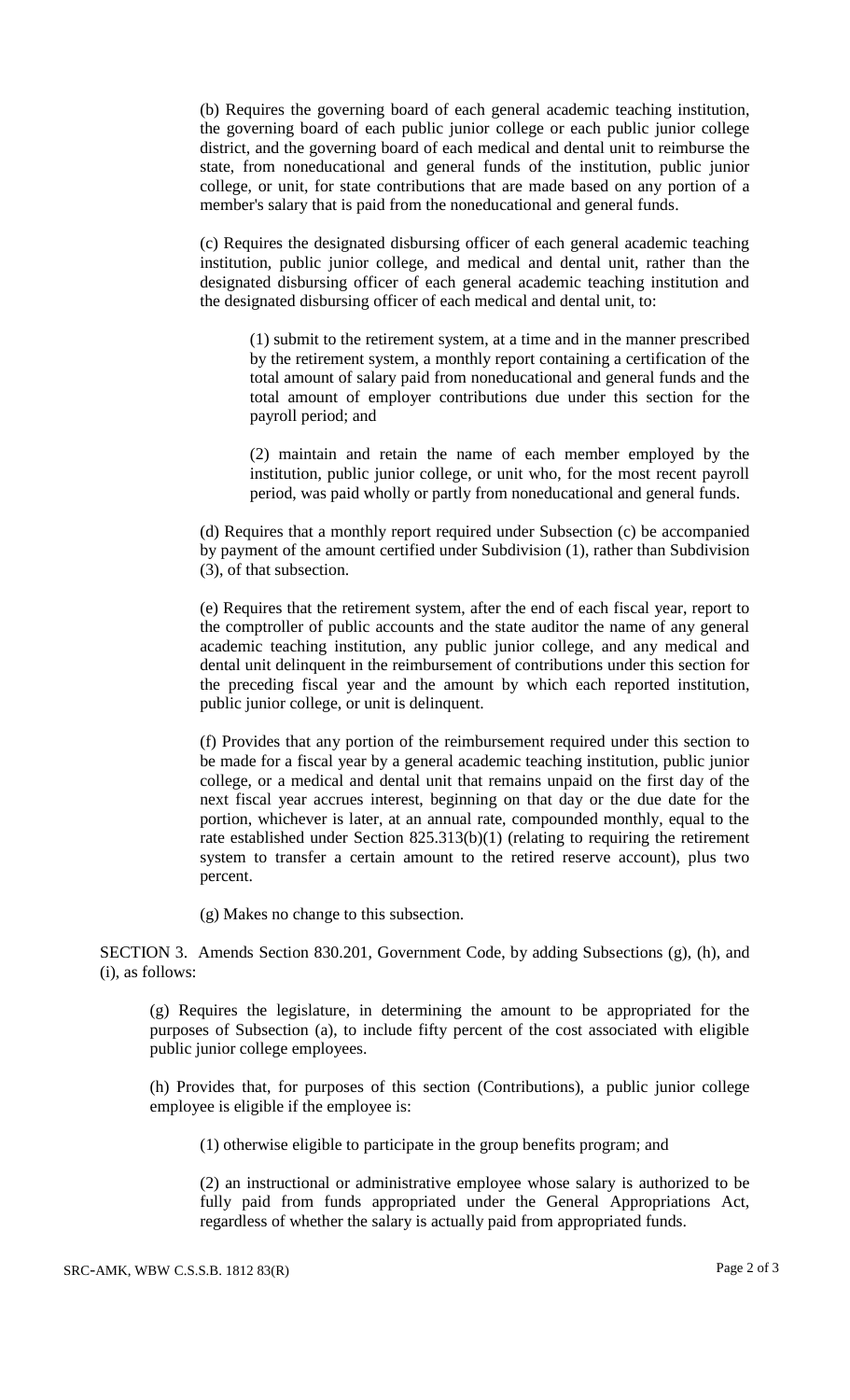(b) Requires the governing board of each general academic teaching institution, the governing board of each public junior college or each public junior college district, and the governing board of each medical and dental unit to reimburse the state, from noneducational and general funds of the institution, public junior college, or unit, for state contributions that are made based on any portion of a member's salary that is paid from the noneducational and general funds.

(c) Requires the designated disbursing officer of each general academic teaching institution, public junior college, and medical and dental unit, rather than the designated disbursing officer of each general academic teaching institution and the designated disbursing officer of each medical and dental unit, to:

(1) submit to the retirement system, at a time and in the manner prescribed by the retirement system, a monthly report containing a certification of the total amount of salary paid from noneducational and general funds and the total amount of employer contributions due under this section for the payroll period; and

(2) maintain and retain the name of each member employed by the institution, public junior college, or unit who, for the most recent payroll period, was paid wholly or partly from noneducational and general funds.

(d) Requires that a monthly report required under Subsection (c) be accompanied by payment of the amount certified under Subdivision (1), rather than Subdivision (3), of that subsection.

(e) Requires that the retirement system, after the end of each fiscal year, report to the comptroller of public accounts and the state auditor the name of any general academic teaching institution, any public junior college, and any medical and dental unit delinquent in the reimbursement of contributions under this section for the preceding fiscal year and the amount by which each reported institution, public junior college, or unit is delinquent.

(f) Provides that any portion of the reimbursement required under this section to be made for a fiscal year by a general academic teaching institution, public junior college, or a medical and dental unit that remains unpaid on the first day of the next fiscal year accrues interest, beginning on that day or the due date for the portion, whichever is later, at an annual rate, compounded monthly, equal to the rate established under Section 825.313(b)(1) (relating to requiring the retirement system to transfer a certain amount to the retired reserve account), plus two percent.

(g) Makes no change to this subsection.

SECTION 3. Amends Section 830.201, Government Code, by adding Subsections (g), (h), and (i), as follows:

(g) Requires the legislature, in determining the amount to be appropriated for the purposes of Subsection (a), to include fifty percent of the cost associated with eligible public junior college employees.

(h) Provides that, for purposes of this section (Contributions), a public junior college employee is eligible if the employee is:

(1) otherwise eligible to participate in the group benefits program; and

(2) an instructional or administrative employee whose salary is authorized to be fully paid from funds appropriated under the General Appropriations Act, regardless of whether the salary is actually paid from appropriated funds.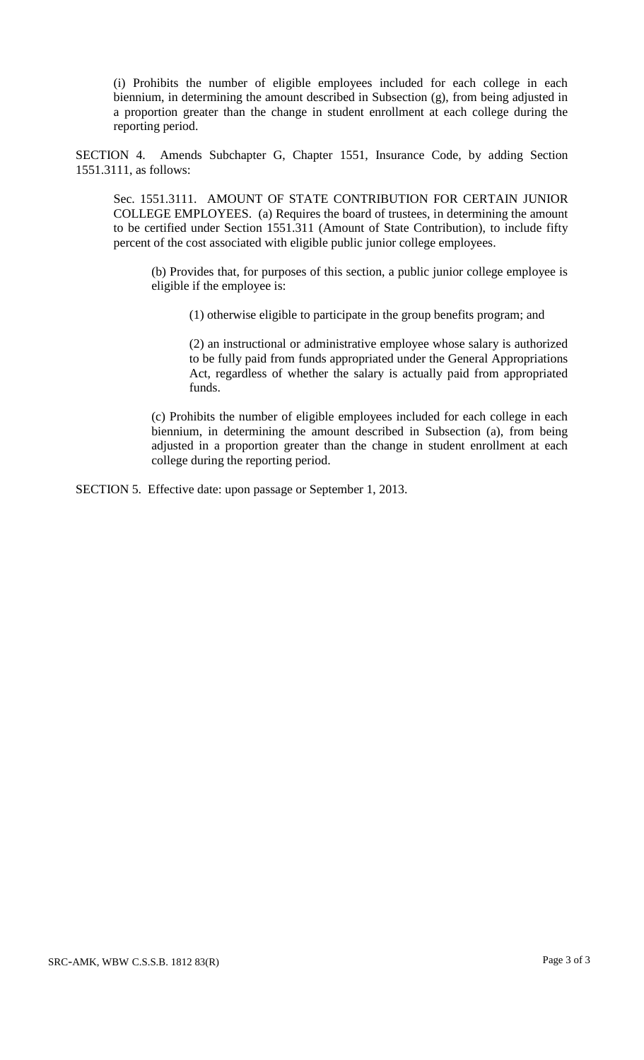(i) Prohibits the number of eligible employees included for each college in each biennium, in determining the amount described in Subsection (g), from being adjusted in a proportion greater than the change in student enrollment at each college during the reporting period.

SECTION 4. Amends Subchapter G, Chapter 1551, Insurance Code, by adding Section 1551.3111, as follows:

Sec. 1551.3111. AMOUNT OF STATE CONTRIBUTION FOR CERTAIN JUNIOR COLLEGE EMPLOYEES. (a) Requires the board of trustees, in determining the amount to be certified under Section 1551.311 (Amount of State Contribution), to include fifty percent of the cost associated with eligible public junior college employees.

(b) Provides that, for purposes of this section, a public junior college employee is eligible if the employee is:

(1) otherwise eligible to participate in the group benefits program; and

(2) an instructional or administrative employee whose salary is authorized to be fully paid from funds appropriated under the General Appropriations Act, regardless of whether the salary is actually paid from appropriated funds.

(c) Prohibits the number of eligible employees included for each college in each biennium, in determining the amount described in Subsection (a), from being adjusted in a proportion greater than the change in student enrollment at each college during the reporting period.

SECTION 5. Effective date: upon passage or September 1, 2013.